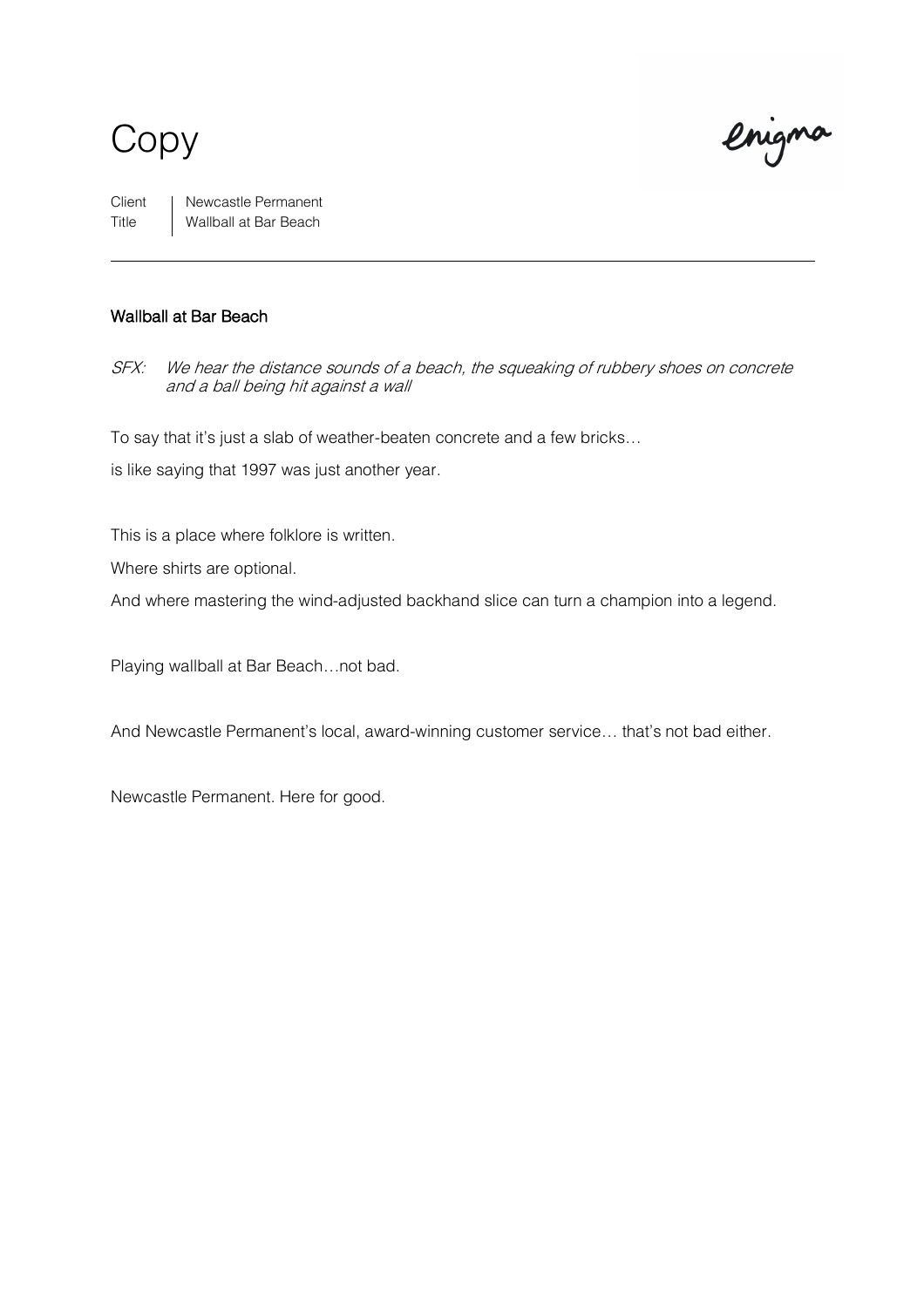# Copy

enigma

| Client | Newcastle Permanent |
| --- | --- |
| Title | Wallball at Bar Beach |

---

## Wallball at Bar Beach

*SFX: We hear the distance sounds of a beach, the squeaking of rubbery shoes on concrete and a ball being hit against a wall*

To say that it's just a slab of weather-beaten concrete and a few bricks…

is like saying that 1997 was just another year.

This is a place where folklore is written.

Where shirts are optional.

And where mastering the wind-adjusted backhand slice can turn a champion into a legend.

Playing wallball at Bar Beach…not bad.

And Newcastle Permanent's local, award-winning customer service… that's not bad either.

Newcastle Permanent. Here for good.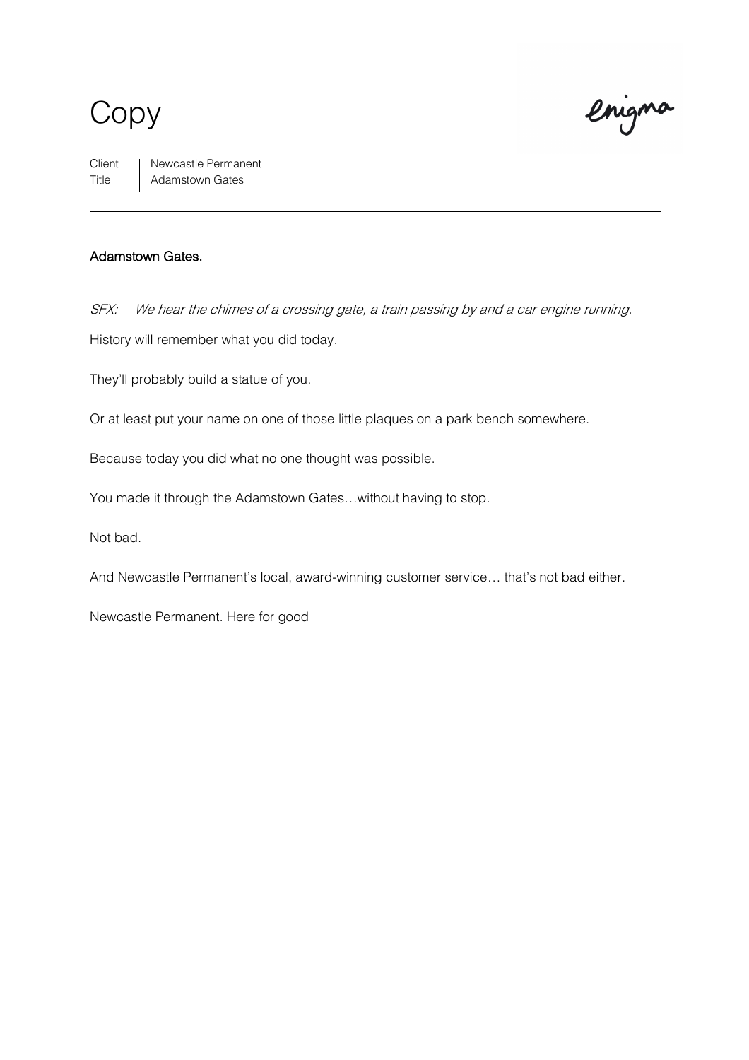# Copy

enigma

Client | Newcastle Permanent
Title | Adamstown Gates

---

**Adamstown Gates.**

*SFX: We hear the chimes of a crossing gate, a train passing by and a car engine running.*

History will remember what you did today.

They'll probably build a statue of you.

Or at least put your name on one of those little plaques on a park bench somewhere.

Because today you did what no one thought was possible.

You made it through the Adamstown Gates…without having to stop.

Not bad.

And Newcastle Permanent's local, award-winning customer service… that's not bad either.

Newcastle Permanent. Here for good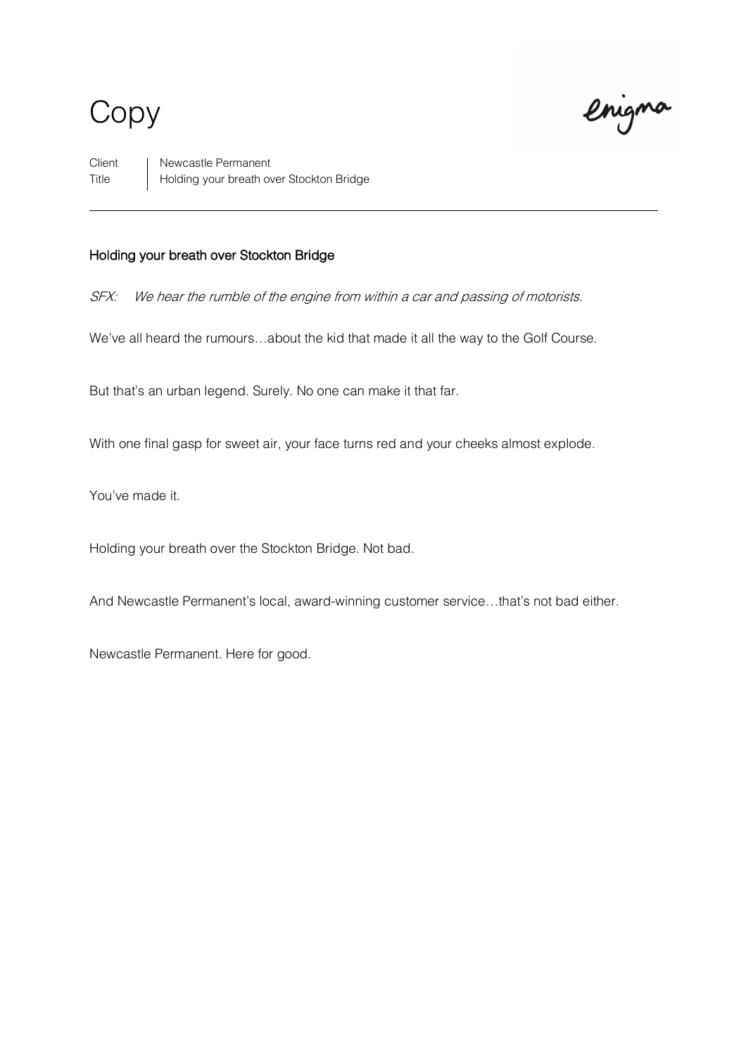# Copy

enigma

Client | Newcastle Permanent
Title | Holding your breath over Stockton Bridge

---

## Holding your breath over Stockton Bridge

*SFX: We hear the rumble of the engine from within a car and passing of motorists.*

We've all heard the rumours…about the kid that made it all the way to the Golf Course.

But that's an urban legend. Surely. No one can make it that far.

With one final gasp for sweet air, your face turns red and your cheeks almost explode.

You've made it.

Holding your breath over the Stockton Bridge. Not bad.

And Newcastle Permanent's local, award-winning customer service…that's not bad either.

Newcastle Permanent. Here for good.